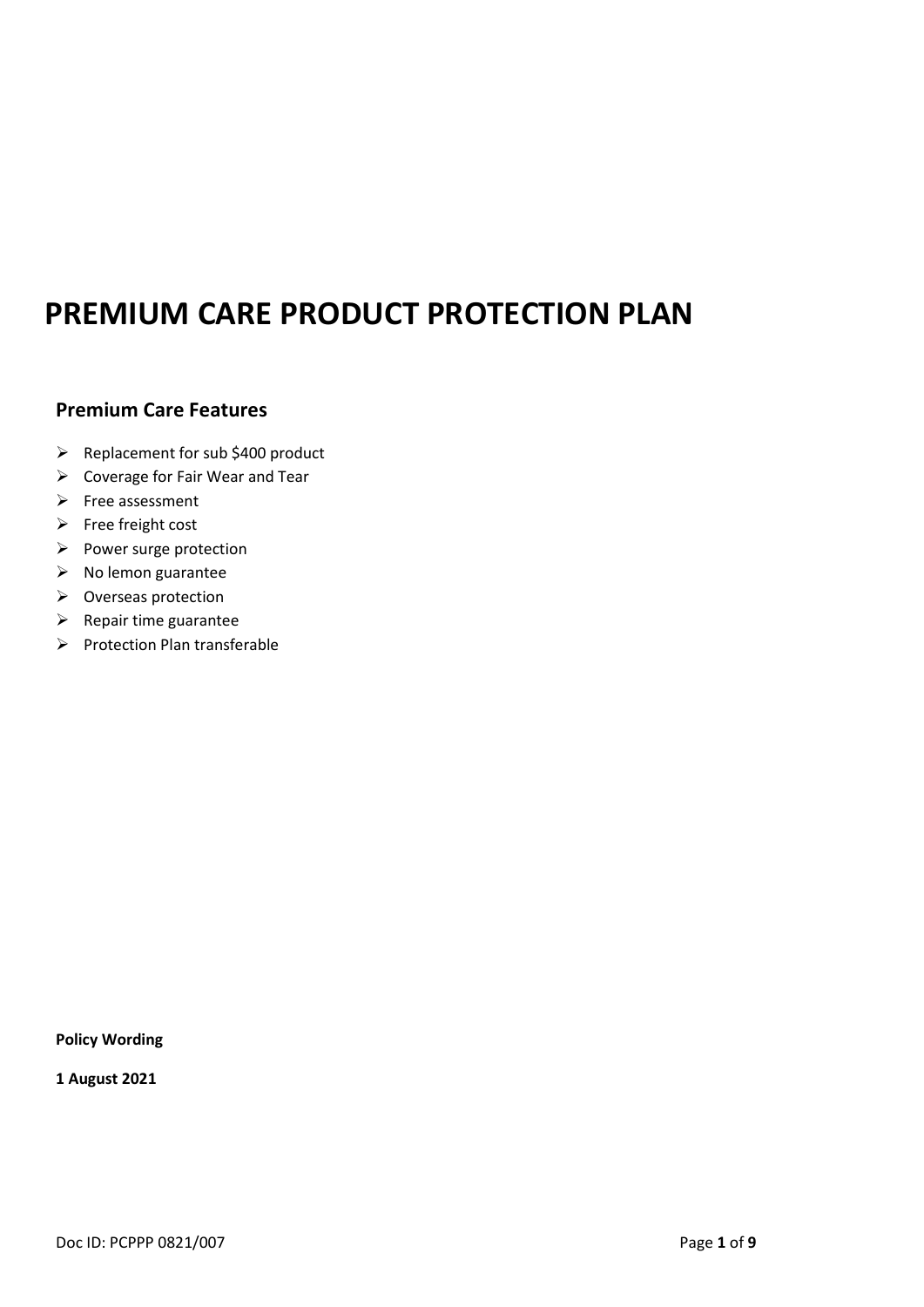# PREMIUM CARE PRODUCT PROTECTION PLAN

## Premium Care Features

- Replacement for sub $400 product
- Coverage for Fair Wear and Tear
- Free assessment
- Free freight cost
- Power surge protection
- No lemon guarantee
- Overseas protection
- Repair time guarantee
- Protection Plan transferable

**Policy Wording**

**1 August 2021**

Doc ID: PCPPP 0821/007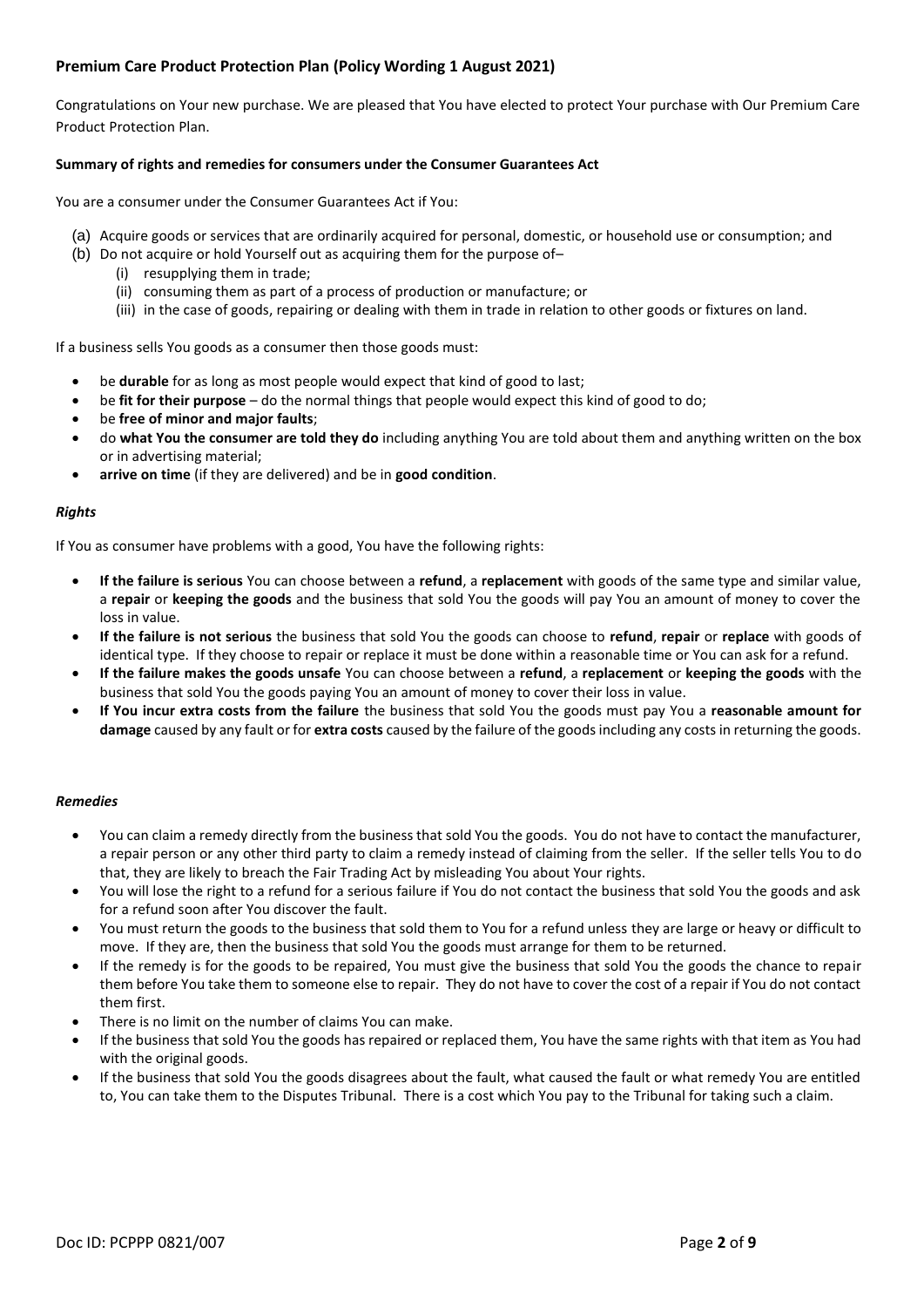## Premium Care Product Protection Plan (Policy Wording 1 August 2021)

Congratulations on Your new purchase. We are pleased that You have elected to protect Your purchase with Our Premium Care Product Protection Plan.

**Summary of rights and remedies for consumers under the Consumer Guarantees Act**

You are a consumer under the Consumer Guarantees Act if You:

(a) Acquire goods or services that are ordinarily acquired for personal, domestic, or household use or consumption; and
(b) Do not acquire or hold Yourself out as acquiring them for the purpose of–
  (i) resupplying them in trade;
  (ii) consuming them as part of a process of production or manufacture; or
  (iii) in the case of goods, repairing or dealing with them in trade in relation to other goods or fixtures on land.

If a business sells You goods as a consumer then those goods must:

- be **durable** for as long as most people would expect that kind of good to last;
- be **fit for their purpose** – do the normal things that people would expect this kind of good to do;
- be **free of minor and major faults**;
- do **what You the consumer are told they do** including anything You are told about them and anything written on the box or in advertising material;
- **arrive on time** (if they are delivered) and be in **good condition**.

### *Rights*

If You as consumer have problems with a good, You have the following rights:

- **If the failure is serious** You can choose between a **refund**, a **replacement** with goods of the same type and similar value, a **repair** or **keeping the goods** and the business that sold You the goods will pay You an amount of money to cover the loss in value.
- **If the failure is not serious** the business that sold You the goods can choose to **refund**, **repair** or **replace** with goods of identical type. If they choose to repair or replace it must be done within a reasonable time or You can ask for a refund.
- **If the failure makes the goods unsafe** You can choose between a **refund**, a **replacement** or **keeping the goods** with the business that sold You the goods paying You an amount of money to cover their loss in value.
- **If You incur extra costs from the failure** the business that sold You the goods must pay You a **reasonable amount for damage** caused by any fault or for **extra costs** caused by the failure of the goods including any costs in returning the goods.

### *Remedies*

- You can claim a remedy directly from the business that sold You the goods. You do not have to contact the manufacturer, a repair person or any other third party to claim a remedy instead of claiming from the seller. If the seller tells You to do that, they are likely to breach the Fair Trading Act by misleading You about Your rights.
- You will lose the right to a refund for a serious failure if You do not contact the business that sold You the goods and ask for a refund soon after You discover the fault.
- You must return the goods to the business that sold them to You for a refund unless they are large or heavy or difficult to move. If they are, then the business that sold You the goods must arrange for them to be returned.
- If the remedy is for the goods to be repaired, You must give the business that sold You the goods the chance to repair them before You take them to someone else to repair. They do not have to cover the cost of a repair if You do not contact them first.
- There is no limit on the number of claims You can make.
- If the business that sold You the goods has repaired or replaced them, You have the same rights with that item as You had with the original goods.
- If the business that sold You the goods disagrees about the fault, what caused the fault or what remedy You are entitled to, You can take them to the Disputes Tribunal. There is a cost which You pay to the Tribunal for taking such a claim.

Doc ID: PCPPP 0821/007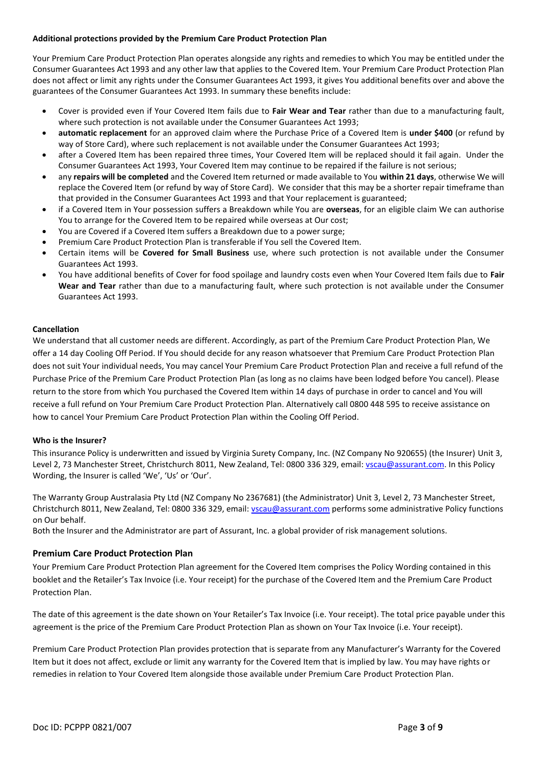**Additional protections provided by the Premium Care Product Protection Plan**

Your Premium Care Product Protection Plan operates alongside any rights and remedies to which You may be entitled under the Consumer Guarantees Act 1993 and any other law that applies to the Covered Item. Your Premium Care Product Protection Plan does not affect or limit any rights under the Consumer Guarantees Act 1993, it gives You additional benefits over and above the guarantees of the Consumer Guarantees Act 1993. In summary these benefits include:

- Cover is provided even if Your Covered Item fails due to **Fair Wear and Tear** rather than due to a manufacturing fault, where such protection is not available under the Consumer Guarantees Act 1993;
- **automatic replacement** for an approved claim where the Purchase Price of a Covered Item is **under $400** (or refund by way of Store Card), where such replacement is not available under the Consumer Guarantees Act 1993;
- after a Covered Item has been repaired three times, Your Covered Item will be replaced should it fail again. Under the Consumer Guarantees Act 1993, Your Covered Item may continue to be repaired if the failure is not serious;
- any **repairs will be completed** and the Covered Item returned or made available to You **within 21 days**, otherwise We will replace the Covered Item (or refund by way of Store Card). We consider that this may be a shorter repair timeframe than that provided in the Consumer Guarantees Act 1993 and that Your replacement is guaranteed;
- if a Covered Item in Your possession suffers a Breakdown while You are **overseas**, for an eligible claim We can authorise You to arrange for the Covered Item to be repaired while overseas at Our cost;
- You are Covered if a Covered Item suffers a Breakdown due to a power surge;
- Premium Care Product Protection Plan is transferable if You sell the Covered Item.
- Certain items will be **Covered for Small Business** use, where such protection is not available under the Consumer Guarantees Act 1993.
- You have additional benefits of Cover for food spoilage and laundry costs even when Your Covered Item fails due to **Fair Wear and Tear** rather than due to a manufacturing fault, where such protection is not available under the Consumer Guarantees Act 1993.

**Cancellation**

We understand that all customer needs are different. Accordingly, as part of the Premium Care Product Protection Plan, We offer a 14 day Cooling Off Period. If You should decide for any reason whatsoever that Premium Care Product Protection Plan does not suit Your individual needs, You may cancel Your Premium Care Product Protection Plan and receive a full refund of the Purchase Price of the Premium Care Product Protection Plan (as long as no claims have been lodged before You cancel). Please return to the store from which You purchased the Covered Item within 14 days of purchase in order to cancel and You will receive a full refund on Your Premium Care Product Protection Plan. Alternatively call 0800 448 595 to receive assistance on how to cancel Your Premium Care Product Protection Plan within the Cooling Off Period.

**Who is the Insurer?**

This insurance Policy is underwritten and issued by Virginia Surety Company, Inc. (NZ Company No 920655) (the Insurer) Unit 3, Level 2, 73 Manchester Street, Christchurch 8011, New Zealand, Tel: 0800 336 329, email: vscau@assurant.com. In this Policy Wording, the Insurer is called 'We', 'Us' or 'Our'.

The Warranty Group Australasia Pty Ltd (NZ Company No 2367681) (the Administrator) Unit 3, Level 2, 73 Manchester Street, Christchurch 8011, New Zealand, Tel: 0800 336 329, email: vscau@assurant.com performs some administrative Policy functions on Our behalf.

Both the Insurer and the Administrator are part of Assurant, Inc. a global provider of risk management solutions.

## Premium Care Product Protection Plan

Your Premium Care Product Protection Plan agreement for the Covered Item comprises the Policy Wording contained in this booklet and the Retailer's Tax Invoice (i.e. Your receipt) for the purchase of the Covered Item and the Premium Care Product Protection Plan.

The date of this agreement is the date shown on Your Retailer's Tax Invoice (i.e. Your receipt). The total price payable under this agreement is the price of the Premium Care Product Protection Plan as shown on Your Tax Invoice (i.e. Your receipt).

Premium Care Product Protection Plan provides protection that is separate from any Manufacturer's Warranty for the Covered Item but it does not affect, exclude or limit any warranty for the Covered Item that is implied by law. You may have rights or remedies in relation to Your Covered Item alongside those available under Premium Care Product Protection Plan.

Doc ID: PCPPP 0821/007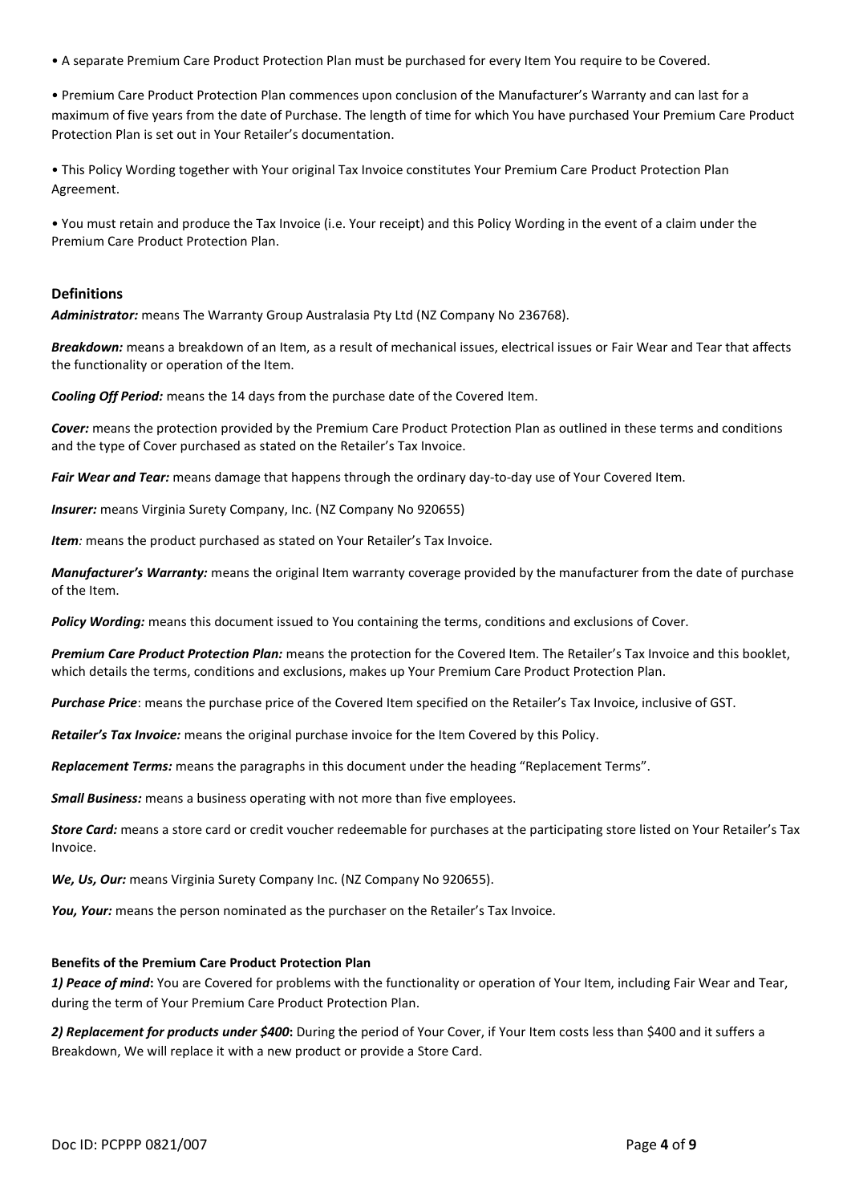- A separate Premium Care Product Protection Plan must be purchased for every Item You require to be Covered.

- Premium Care Product Protection Plan commences upon conclusion of the Manufacturer's Warranty and can last for a maximum of five years from the date of Purchase. The length of time for which You have purchased Your Premium Care Product Protection Plan is set out in Your Retailer's documentation.

- This Policy Wording together with Your original Tax Invoice constitutes Your Premium Care Product Protection Plan Agreement.

- You must retain and produce the Tax Invoice (i.e. Your receipt) and this Policy Wording in the event of a claim under the Premium Care Product Protection Plan.

## Definitions

***Administrator:*** means The Warranty Group Australasia Pty Ltd (NZ Company No 236768).

***Breakdown:*** means a breakdown of an Item, as a result of mechanical issues, electrical issues or Fair Wear and Tear that affects the functionality or operation of the Item.

***Cooling Off Period:*** means the 14 days from the purchase date of the Covered Item.

***Cover:*** means the protection provided by the Premium Care Product Protection Plan as outlined in these terms and conditions and the type of Cover purchased as stated on the Retailer's Tax Invoice.

***Fair Wear and Tear:*** means damage that happens through the ordinary day-to-day use of Your Covered Item.

***Insurer:*** means Virginia Surety Company, Inc. (NZ Company No 920655)

***Item****:* means the product purchased as stated on Your Retailer's Tax Invoice.

***Manufacturer's Warranty:*** means the original Item warranty coverage provided by the manufacturer from the date of purchase of the Item.

***Policy Wording:*** means this document issued to You containing the terms, conditions and exclusions of Cover.

***Premium Care Product Protection Plan:*** means the protection for the Covered Item. The Retailer's Tax Invoice and this booklet, which details the terms, conditions and exclusions, makes up Your Premium Care Product Protection Plan.

***Purchase Price***: means the purchase price of the Covered Item specified on the Retailer's Tax Invoice, inclusive of GST.

***Retailer's Tax Invoice:*** means the original purchase invoice for the Item Covered by this Policy.

***Replacement Terms:*** means the paragraphs in this document under the heading "Replacement Terms".

***Small Business:*** means a business operating with not more than five employees.

***Store Card:*** means a store card or credit voucher redeemable for purchases at the participating store listed on Your Retailer's Tax Invoice.

***We, Us, Our:*** means Virginia Surety Company Inc. (NZ Company No 920655).

***You, Your:*** means the person nominated as the purchaser on the Retailer's Tax Invoice.

**Benefits of the Premium Care Product Protection Plan**

***1) Peace of mind*****:** You are Covered for problems with the functionality or operation of Your Item, including Fair Wear and Tear, during the term of Your Premium Care Product Protection Plan.

***2) Replacement for products under $400*****:** During the period of Your Cover, if Your Item costs less than $400 and it suffers a Breakdown, We will replace it with a new product or provide a Store Card.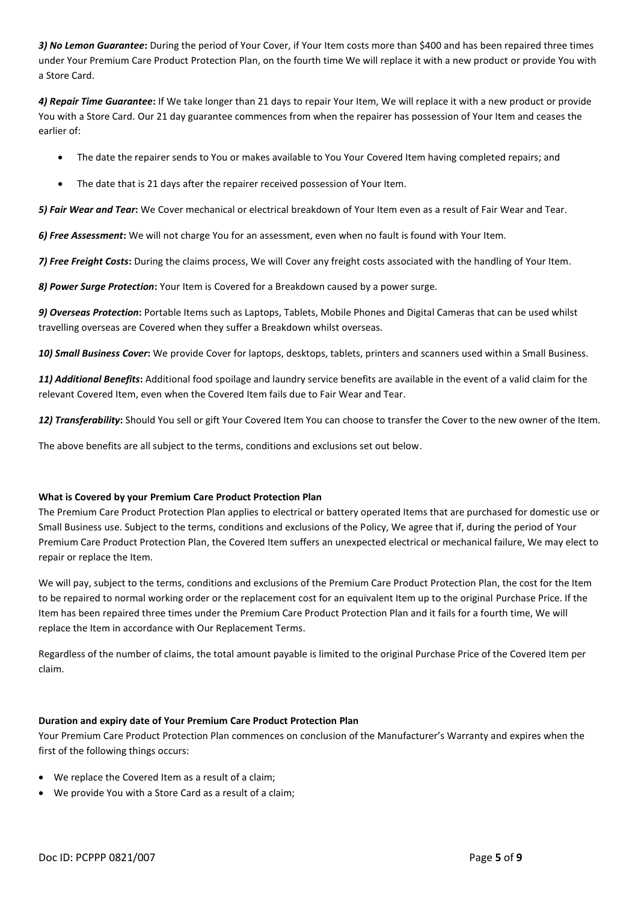***3) No Lemon Guarantee*:** During the period of Your Cover, if Your Item costs more than $400 and has been repaired three times under Your Premium Care Product Protection Plan, on the fourth time We will replace it with a new product or provide You with a Store Card.

***4) Repair Time Guarantee*:** If We take longer than 21 days to repair Your Item, We will replace it with a new product or provide You with a Store Card. Our 21 day guarantee commences from when the repairer has possession of Your Item and ceases the earlier of:

- The date the repairer sends to You or makes available to You Your Covered Item having completed repairs; and
- The date that is 21 days after the repairer received possession of Your Item.

***5) Fair Wear and Tear*:** We Cover mechanical or electrical breakdown of Your Item even as a result of Fair Wear and Tear.

***6) Free Assessment*:** We will not charge You for an assessment, even when no fault is found with Your Item.

***7) Free Freight Costs*:** During the claims process, We will Cover any freight costs associated with the handling of Your Item.

***8) Power Surge Protection*:** Your Item is Covered for a Breakdown caused by a power surge.

***9) Overseas Protection*:** Portable Items such as Laptops, Tablets, Mobile Phones and Digital Cameras that can be used whilst travelling overseas are Covered when they suffer a Breakdown whilst overseas.

***10) Small Business Cover*:** We provide Cover for laptops, desktops, tablets, printers and scanners used within a Small Business.

***11) Additional Benefits*:** Additional food spoilage and laundry service benefits are available in the event of a valid claim for the relevant Covered Item, even when the Covered Item fails due to Fair Wear and Tear.

***12) Transferability*:** Should You sell or gift Your Covered Item You can choose to transfer the Cover to the new owner of the Item.

The above benefits are all subject to the terms, conditions and exclusions set out below.

**What is Covered by your Premium Care Product Protection Plan**

The Premium Care Product Protection Plan applies to electrical or battery operated Items that are purchased for domestic use or Small Business use. Subject to the terms, conditions and exclusions of the Policy, We agree that if, during the period of Your Premium Care Product Protection Plan, the Covered Item suffers an unexpected electrical or mechanical failure, We may elect to repair or replace the Item.

We will pay, subject to the terms, conditions and exclusions of the Premium Care Product Protection Plan, the cost for the Item to be repaired to normal working order or the replacement cost for an equivalent Item up to the original Purchase Price. If the Item has been repaired three times under the Premium Care Product Protection Plan and it fails for a fourth time, We will replace the Item in accordance with Our Replacement Terms.

Regardless of the number of claims, the total amount payable is limited to the original Purchase Price of the Covered Item per claim.

**Duration and expiry date of Your Premium Care Product Protection Plan**

Your Premium Care Product Protection Plan commences on conclusion of the Manufacturer's Warranty and expires when the first of the following things occurs:

- We replace the Covered Item as a result of a claim;
- We provide You with a Store Card as a result of a claim;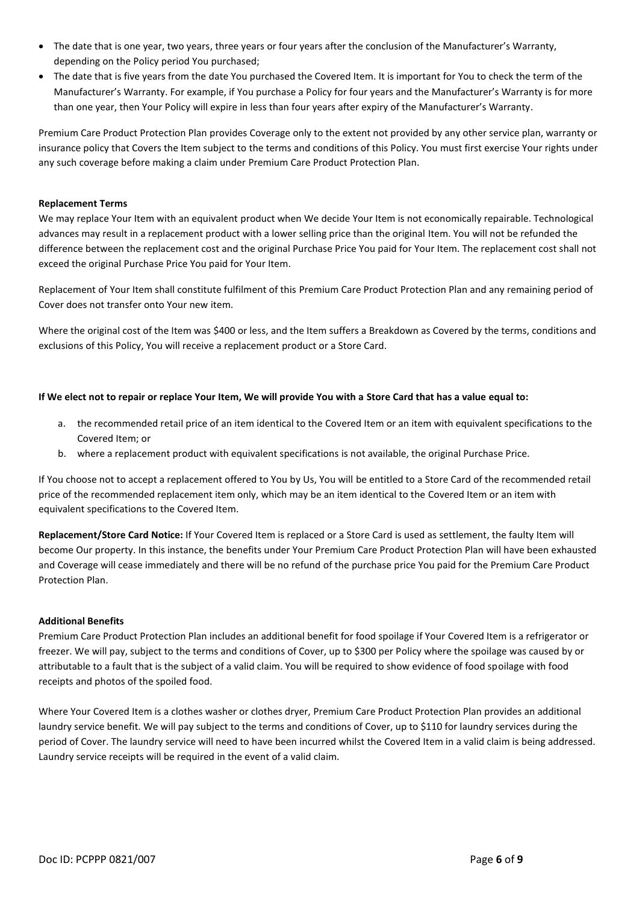- The date that is one year, two years, three years or four years after the conclusion of the Manufacturer's Warranty, depending on the Policy period You purchased;
- The date that is five years from the date You purchased the Covered Item. It is important for You to check the term of the Manufacturer's Warranty. For example, if You purchase a Policy for four years and the Manufacturer's Warranty is for more than one year, then Your Policy will expire in less than four years after expiry of the Manufacturer's Warranty.

Premium Care Product Protection Plan provides Coverage only to the extent not provided by any other service plan, warranty or insurance policy that Covers the Item subject to the terms and conditions of this Policy. You must first exercise Your rights under any such coverage before making a claim under Premium Care Product Protection Plan.

**Replacement Terms**

We may replace Your Item with an equivalent product when We decide Your Item is not economically repairable. Technological advances may result in a replacement product with a lower selling price than the original Item. You will not be refunded the difference between the replacement cost and the original Purchase Price You paid for Your Item. The replacement cost shall not exceed the original Purchase Price You paid for Your Item.

Replacement of Your Item shall constitute fulfilment of this Premium Care Product Protection Plan and any remaining period of Cover does not transfer onto Your new item.

Where the original cost of the Item was $400 or less, and the Item suffers a Breakdown as Covered by the terms, conditions and exclusions of this Policy, You will receive a replacement product or a Store Card.

**If We elect not to repair or replace Your Item, We will provide You with a Store Card that has a value equal to:**

a. the recommended retail price of an item identical to the Covered Item or an item with equivalent specifications to the Covered Item; or
b. where a replacement product with equivalent specifications is not available, the original Purchase Price.

If You choose not to accept a replacement offered to You by Us, You will be entitled to a Store Card of the recommended retail price of the recommended replacement item only, which may be an item identical to the Covered Item or an item with equivalent specifications to the Covered Item.

**Replacement/Store Card Notice:** If Your Covered Item is replaced or a Store Card is used as settlement, the faulty Item will become Our property. In this instance, the benefits under Your Premium Care Product Protection Plan will have been exhausted and Coverage will cease immediately and there will be no refund of the purchase price You paid for the Premium Care Product Protection Plan.

**Additional Benefits**

Premium Care Product Protection Plan includes an additional benefit for food spoilage if Your Covered Item is a refrigerator or freezer. We will pay, subject to the terms and conditions of Cover, up to $300 per Policy where the spoilage was caused by or attributable to a fault that is the subject of a valid claim. You will be required to show evidence of food spoilage with food receipts and photos of the spoiled food.

Where Your Covered Item is a clothes washer or clothes dryer, Premium Care Product Protection Plan provides an additional laundry service benefit. We will pay subject to the terms and conditions of Cover, up to $110 for laundry services during the period of Cover. The laundry service will need to have been incurred whilst the Covered Item in a valid claim is being addressed. Laundry service receipts will be required in the event of a valid claim.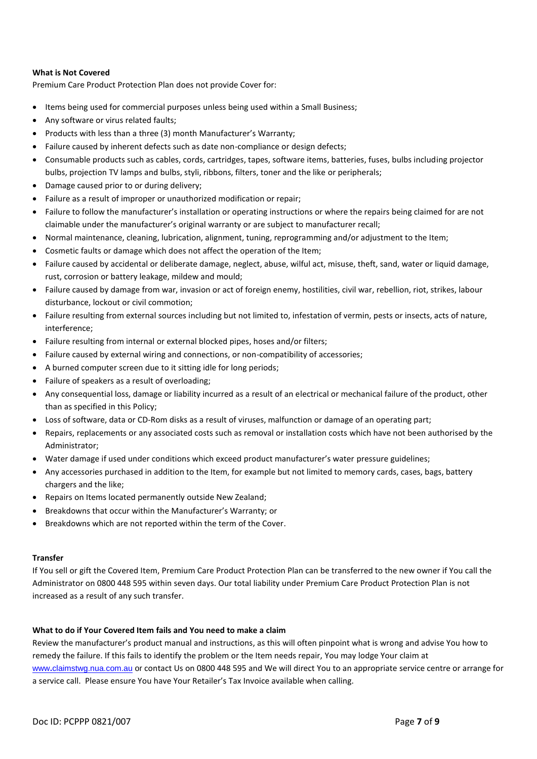**What is Not Covered**

Premium Care Product Protection Plan does not provide Cover for:

- Items being used for commercial purposes unless being used within a Small Business;
- Any software or virus related faults;
- Products with less than a three (3) month Manufacturer's Warranty;
- Failure caused by inherent defects such as date non-compliance or design defects;
- Consumable products such as cables, cords, cartridges, tapes, software items, batteries, fuses, bulbs including projector bulbs, projection TV lamps and bulbs, styli, ribbons, filters, toner and the like or peripherals;
- Damage caused prior to or during delivery;
- Failure as a result of improper or unauthorized modification or repair;
- Failure to follow the manufacturer's installation or operating instructions or where the repairs being claimed for are not claimable under the manufacturer's original warranty or are subject to manufacturer recall;
- Normal maintenance, cleaning, lubrication, alignment, tuning, reprogramming and/or adjustment to the Item;
- Cosmetic faults or damage which does not affect the operation of the Item;
- Failure caused by accidental or deliberate damage, neglect, abuse, wilful act, misuse, theft, sand, water or liquid damage, rust, corrosion or battery leakage, mildew and mould;
- Failure caused by damage from war, invasion or act of foreign enemy, hostilities, civil war, rebellion, riot, strikes, labour disturbance, lockout or civil commotion;
- Failure resulting from external sources including but not limited to, infestation of vermin, pests or insects, acts of nature, interference;
- Failure resulting from internal or external blocked pipes, hoses and/or filters;
- Failure caused by external wiring and connections, or non-compatibility of accessories;
- A burned computer screen due to it sitting idle for long periods;
- Failure of speakers as a result of overloading;
- Any consequential loss, damage or liability incurred as a result of an electrical or mechanical failure of the product, other than as specified in this Policy;
- Loss of software, data or CD-Rom disks as a result of viruses, malfunction or damage of an operating part;
- Repairs, replacements or any associated costs such as removal or installation costs which have not been authorised by the Administrator;
- Water damage if used under conditions which exceed product manufacturer's water pressure guidelines;
- Any accessories purchased in addition to the Item, for example but not limited to memory cards, cases, bags, battery chargers and the like;
- Repairs on Items located permanently outside New Zealand;
- Breakdowns that occur within the Manufacturer's Warranty; or
- Breakdowns which are not reported within the term of the Cover.

**Transfer**

If You sell or gift the Covered Item, Premium Care Product Protection Plan can be transferred to the new owner if You call the Administrator on 0800 448 595 within seven days. Our total liability under Premium Care Product Protection Plan is not increased as a result of any such transfer.

**What to do if Your Covered Item fails and You need to make a claim**

Review the manufacturer's product manual and instructions, as this will often pinpoint what is wrong and advise You how to remedy the failure. If this fails to identify the problem or the Item needs repair, You may lodge Your claim at www.claimstwg.nua.com.au or contact Us on 0800 448 595 and We will direct You to an appropriate service centre or arrange for a service call. Please ensure You have Your Retailer's Tax Invoice available when calling.

Doc ID: PCPPP 0821/007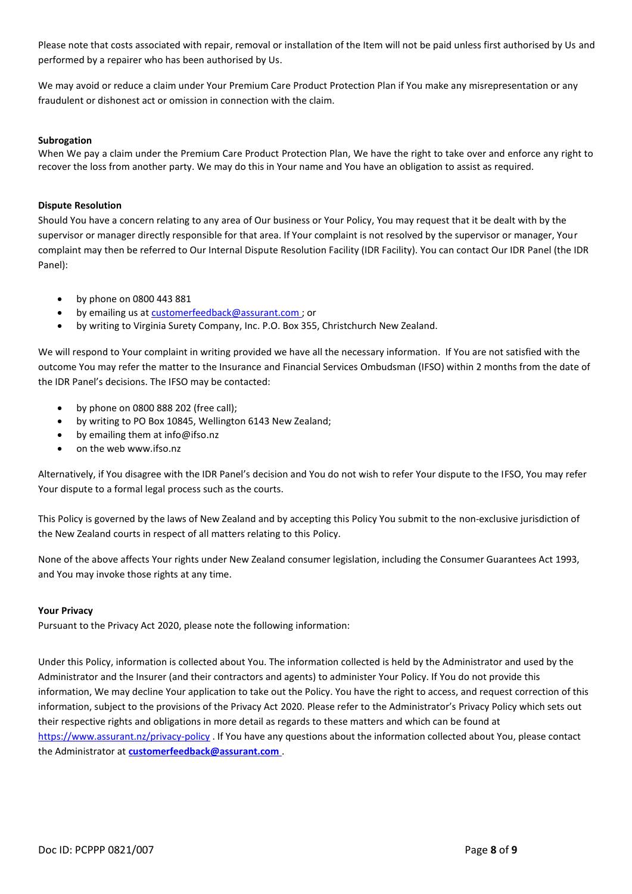Please note that costs associated with repair, removal or installation of the Item will not be paid unless first authorised by Us and performed by a repairer who has been authorised by Us.

We may avoid or reduce a claim under Your Premium Care Product Protection Plan if You make any misrepresentation or any fraudulent or dishonest act or omission in connection with the claim.

**Subrogation**

When We pay a claim under the Premium Care Product Protection Plan, We have the right to take over and enforce any right to recover the loss from another party. We may do this in Your name and You have an obligation to assist as required.

**Dispute Resolution**

Should You have a concern relating to any area of Our business or Your Policy, You may request that it be dealt with by the supervisor or manager directly responsible for that area. If Your complaint is not resolved by the supervisor or manager, Your complaint may then be referred to Our Internal Dispute Resolution Facility (IDR Facility). You can contact Our IDR Panel (the IDR Panel):

- by phone on 0800 443 881
- by emailing us at [customerfeedback@assurant.com](mailto:customerfeedback@assurant.com) ; or
- by writing to Virginia Surety Company, Inc. P.O. Box 355, Christchurch New Zealand.

We will respond to Your complaint in writing provided we have all the necessary information. If You are not satisfied with the outcome You may refer the matter to the Insurance and Financial Services Ombudsman (IFSO) within 2 months from the date of the IDR Panel's decisions. The IFSO may be contacted:

- by phone on 0800 888 202 (free call);
- by writing to PO Box 10845, Wellington 6143 New Zealand;
- by emailing them at info@ifso.nz
- on the web www.ifso.nz

Alternatively, if You disagree with the IDR Panel's decision and You do not wish to refer Your dispute to the IFSO, You may refer Your dispute to a formal legal process such as the courts.

This Policy is governed by the laws of New Zealand and by accepting this Policy You submit to the non-exclusive jurisdiction of the New Zealand courts in respect of all matters relating to this Policy.

None of the above affects Your rights under New Zealand consumer legislation, including the Consumer Guarantees Act 1993, and You may invoke those rights at any time.

**Your Privacy**

Pursuant to the Privacy Act 2020, please note the following information:

Under this Policy, information is collected about You. The information collected is held by the Administrator and used by the Administrator and the Insurer (and their contractors and agents) to administer Your Policy. If You do not provide this information, We may decline Your application to take out the Policy. You have the right to access, and request correction of this information, subject to the provisions of the Privacy Act 2020. Please refer to the Administrator's Privacy Policy which sets out their respective rights and obligations in more detail as regards to these matters and which can be found at [https://www.assurant.nz/privacy-policy](https://www.assurant.nz/privacy-policy) . If You have any questions about the information collected about You, please contact the Administrator at **[customerfeedback@assurant.com](mailto:customerfeedback@assurant.com)** .

Doc ID: PCPPP 0821/007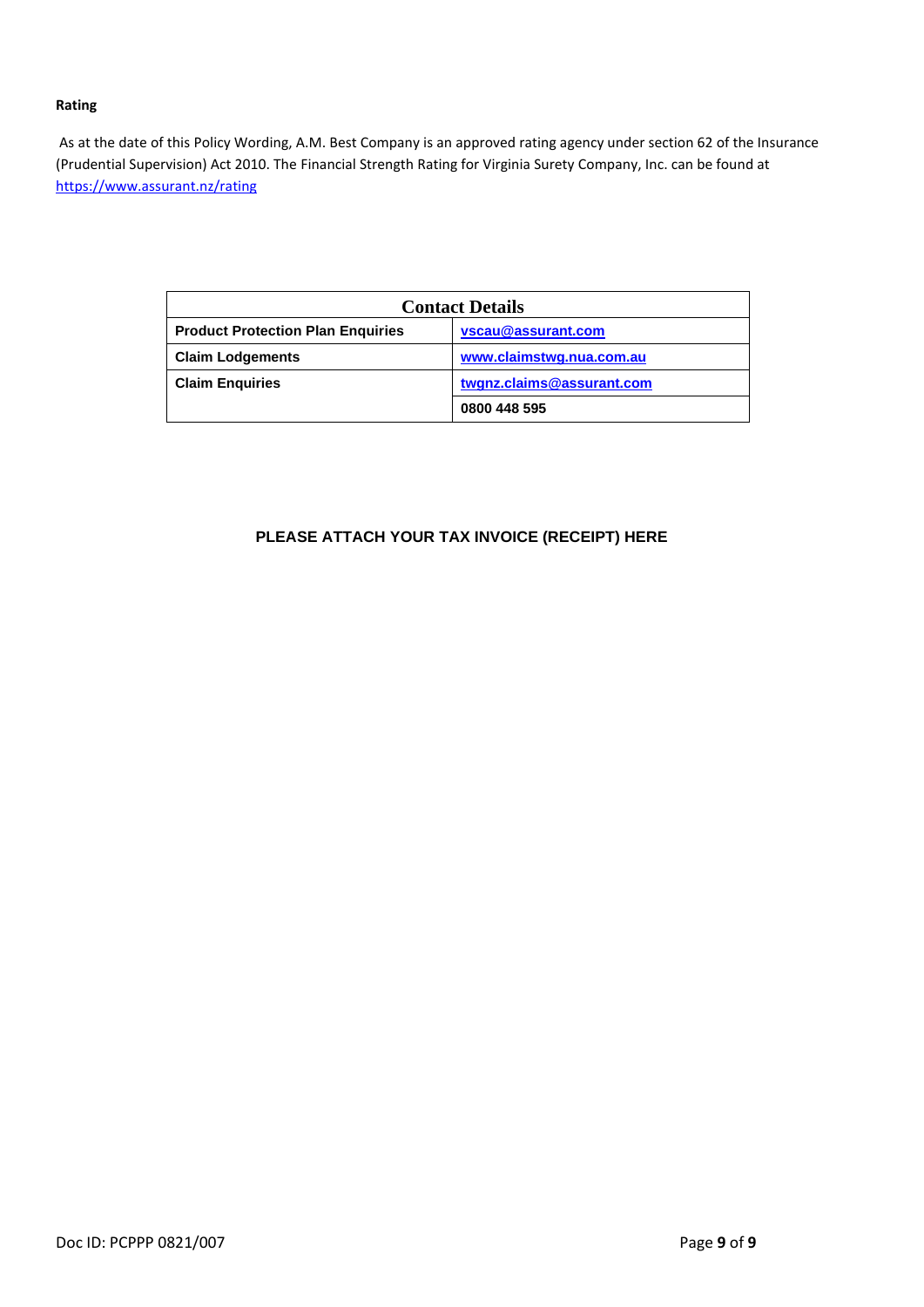**Rating**

As at the date of this Policy Wording, A.M. Best Company is an approved rating agency under section 62 of the Insurance (Prudential Supervision) Act 2010. The Financial Strength Rating for Virginia Surety Company, Inc. can be found at https://www.assurant.nz/rating

| Contact Details | |
|---|---|
| **Product Protection Plan Enquiries** | vscau@assurant.com |
| **Claim Lodgements** | www.claimstwg.nua.com.au |
| **Claim Enquiries** | twgnz.claims@assurant.com |
| | 0800 448 595 |

**PLEASE ATTACH YOUR TAX INVOICE (RECEIPT) HERE**

Doc ID: PCPPP 0821/007